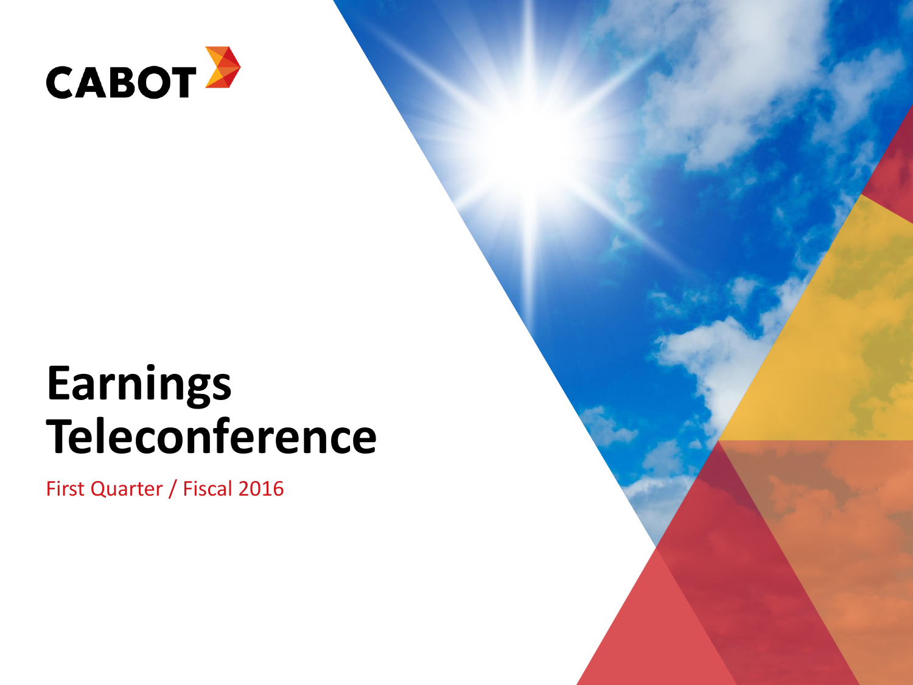CABOT

# Earnings Teleconference

First Quarter / Fiscal 2016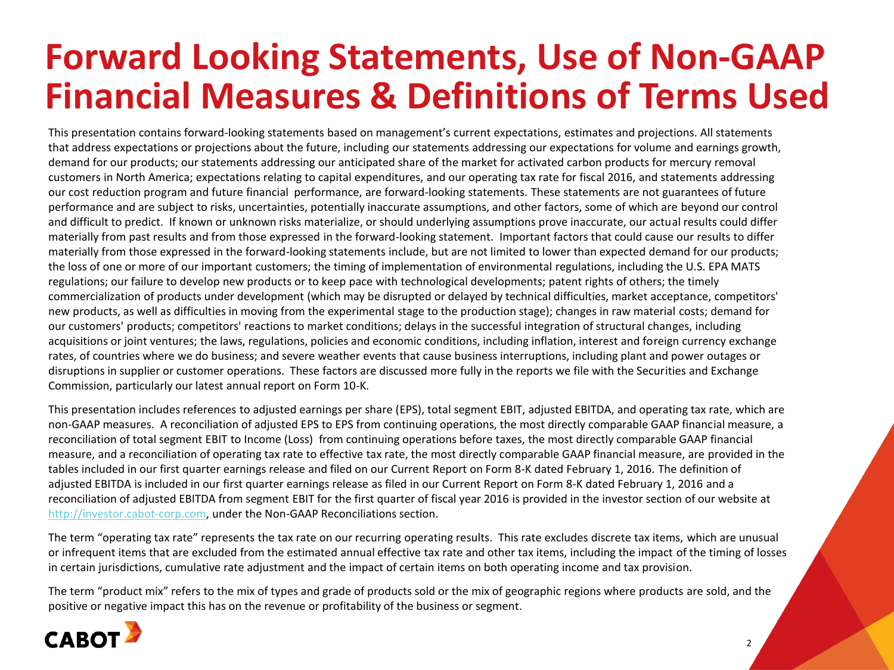# Forward Looking Statements, Use of Non-GAAP Financial Measures & Definitions of Terms Used

This presentation contains forward-looking statements based on management's current expectations, estimates and projections. All statements that address expectations or projections about the future, including our statements addressing our expectations for volume and earnings growth, demand for our products; our statements addressing our anticipated share of the market for activated carbon products for mercury removal customers in North America; expectations relating to capital expenditures, and our operating tax rate for fiscal 2016, and statements addressing our cost reduction program and future financial performance, are forward-looking statements. These statements are not guarantees of future performance and are subject to risks, uncertainties, potentially inaccurate assumptions, and other factors, some of which are beyond our control and difficult to predict. If known or unknown risks materialize, or should underlying assumptions prove inaccurate, our actual results could differ materially from past results and from those expressed in the forward-looking statement. Important factors that could cause our results to differ materially from those expressed in the forward-looking statements include, but are not limited to lower than expected demand for our products; the loss of one or more of our important customers; the timing of implementation of environmental regulations, including the U.S. EPA MATS regulations; our failure to develop new products or to keep pace with technological developments; patent rights of others; the timely commercialization of products under development (which may be disrupted or delayed by technical difficulties, market acceptance, competitors' new products, as well as difficulties in moving from the experimental stage to the production stage); changes in raw material costs; demand for our customers' products; competitors' reactions to market conditions; delays in the successful integration of structural changes, including acquisitions or joint ventures; the laws, regulations, policies and economic conditions, including inflation, interest and foreign currency exchange rates, of countries where we do business; and severe weather events that cause business interruptions, including plant and power outages or disruptions in supplier or customer operations. These factors are discussed more fully in the reports we file with the Securities and Exchange Commission, particularly our latest annual report on Form 10-K.

This presentation includes references to adjusted earnings per share (EPS), total segment EBIT, adjusted EBITDA, and operating tax rate, which are non-GAAP measures. A reconciliation of adjusted EPS to EPS from continuing operations, the most directly comparable GAAP financial measure, a reconciliation of total segment EBIT to Income (Loss) from continuing operations before taxes, the most directly comparable GAAP financial measure, and a reconciliation of operating tax rate to effective tax rate, the most directly comparable GAAP financial measure, are provided in the tables included in our first quarter earnings release and filed on our Current Report on Form 8-K dated February 1, 2016. The definition of adjusted EBITDA is included in our first quarter earnings release as filed in our Current Report on Form 8-K dated February 1, 2016 and a reconciliation of adjusted EBITDA from segment EBIT for the first quarter of fiscal year 2016 is provided in the investor section of our website at http://investor.cabot-corp.com, under the Non-GAAP Reconciliations section.

The term "operating tax rate" represents the tax rate on our recurring operating results. This rate excludes discrete tax items, which are unusual or infrequent items that are excluded from the estimated annual effective tax rate and other tax items, including the impact of the timing of losses in certain jurisdictions, cumulative rate adjustment and the impact of certain items on both operating income and tax provision.

The term "product mix" refers to the mix of types and grade of products sold or the mix of geographic regions where products are sold, and the positive or negative impact this has on the revenue or profitability of the business or segment.

CABOT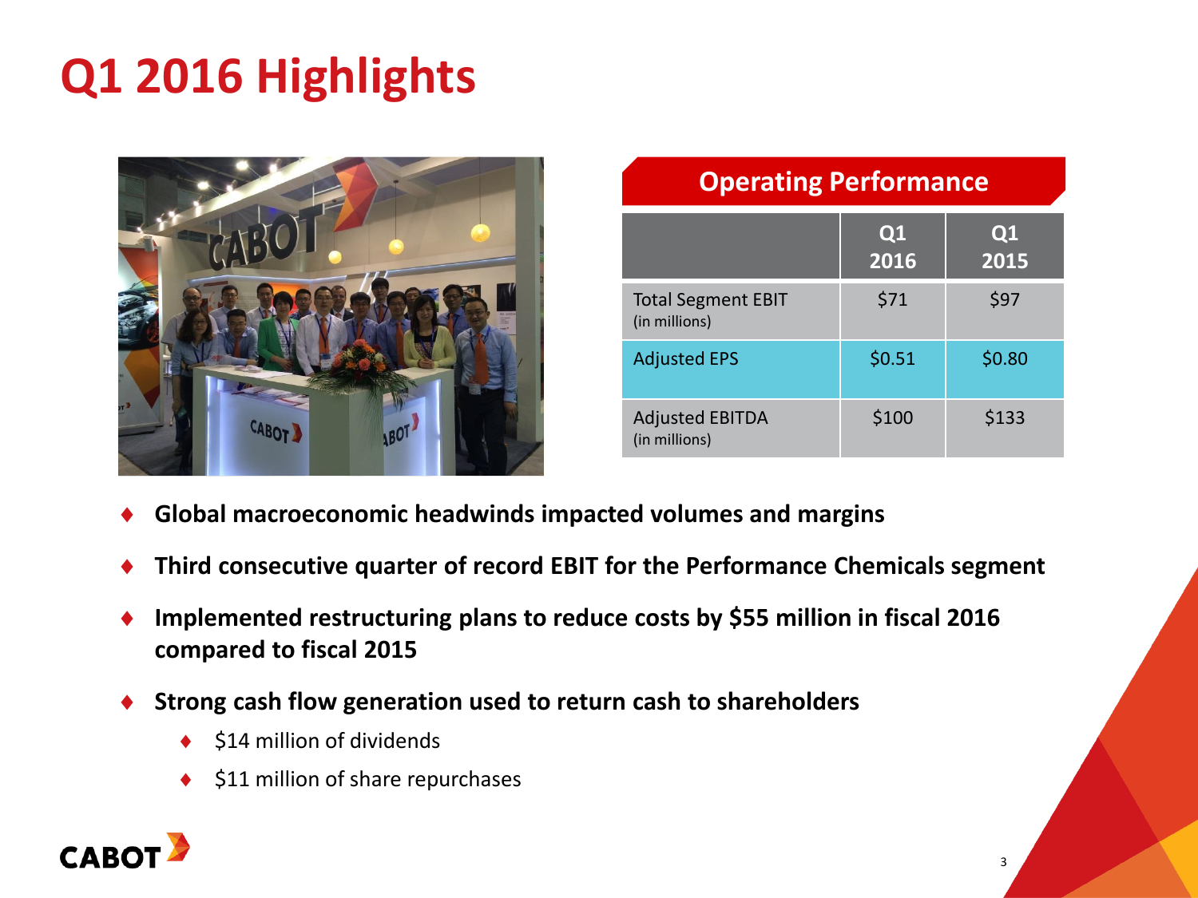# Q1 2016 Highlights

**Operating Performance**

| | Q1 2016 | Q1 2015 |
|---|---|---|
| Total Segment EBIT (in millions) | $71 | $97 |
| Adjusted EPS | $0.51 | $0.80 |
| Adjusted EBITDA (in millions) | $100 | $133 |

- **Global macroeconomic headwinds impacted volumes and margins**
- **Third consecutive quarter of record EBIT for the Performance Chemicals segment**
- **Implemented restructuring plans to reduce costs by $55 million in fiscal 2016 compared to fiscal 2015**
- **Strong cash flow generation used to return cash to shareholders**
  - $14 million of dividends
  - $11 million of share repurchases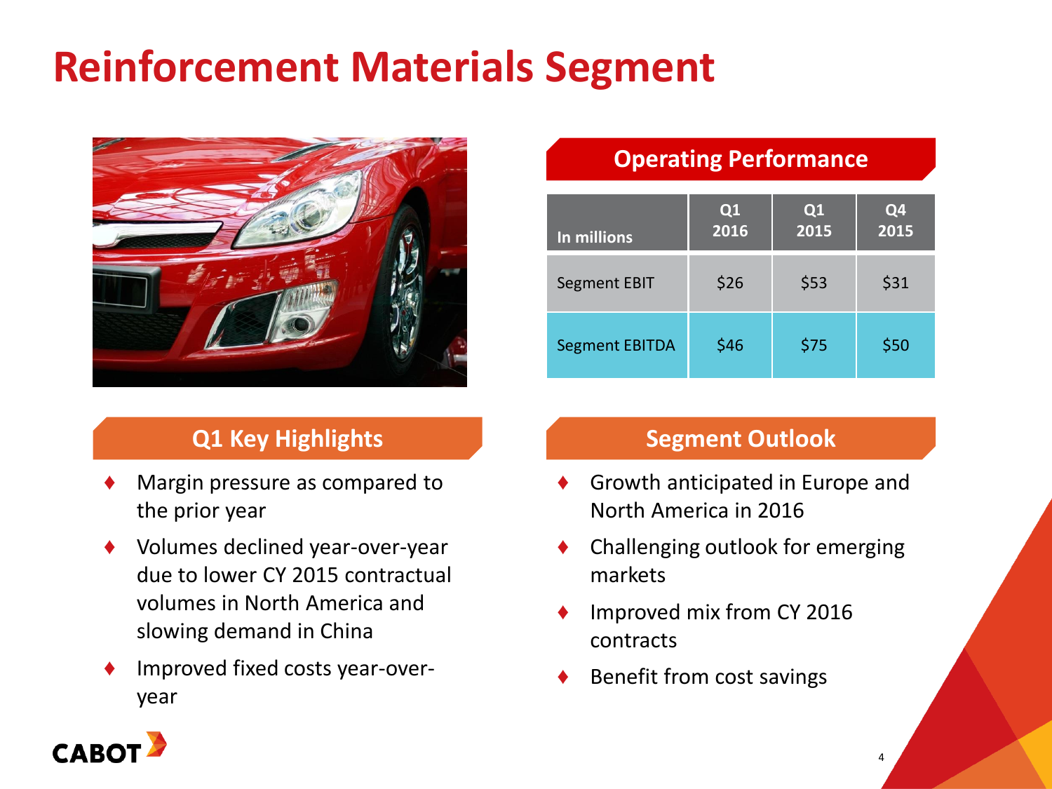# Reinforcement Materials Segment

## Operating Performance

| In millions | Q1 2016 | Q1 2015 | Q4 2015 |
|---|---|---|---|
| Segment EBIT | $26 | $53 | $31 |
| Segment EBITDA | $46 | $75 | $50 |

## Q1 Key Highlights

- Margin pressure as compared to the prior year
- Volumes declined year-over-year due to lower CY 2015 contractual volumes in North America and slowing demand in China
- Improved fixed costs year-over-year

## Segment Outlook

- Growth anticipated in Europe and North America in 2016
- Challenging outlook for emerging markets
- Improved mix from CY 2016 contracts
- Benefit from cost savings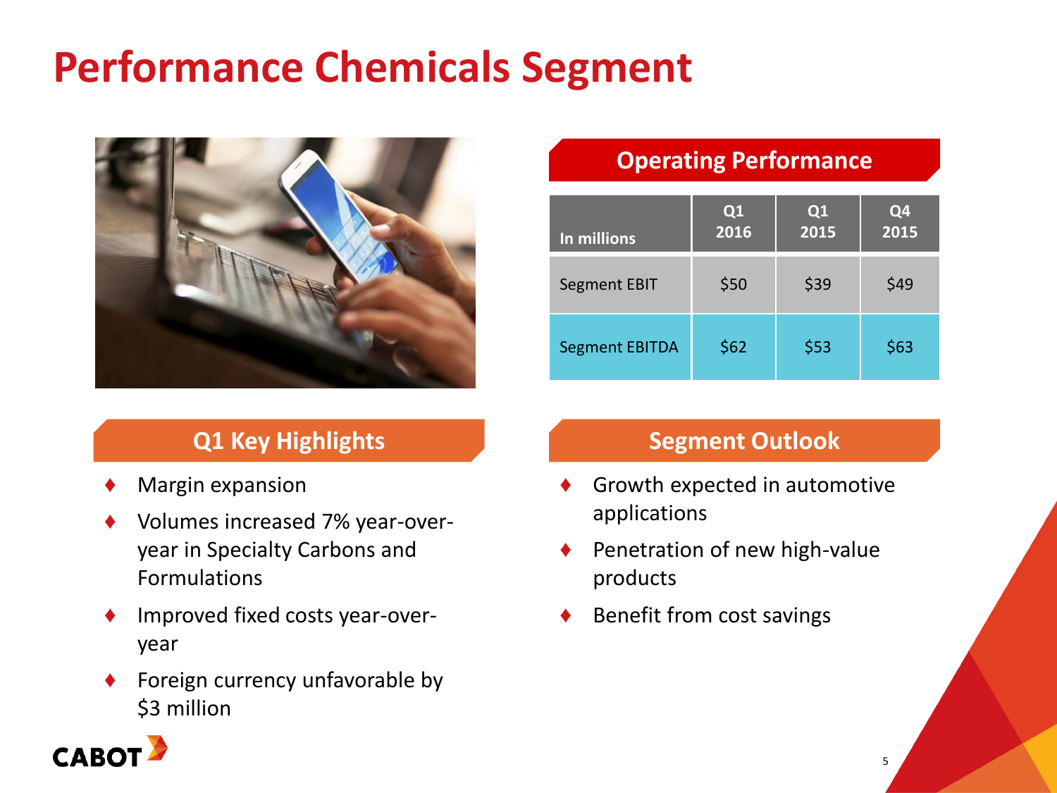# Performance Chemicals Segment

## Operating Performance

| In millions | Q1 2016 | Q1 2015 | Q4 2015 |
|---|---|---|---|
| Segment EBIT | $50 | $39 | $49 |
| Segment EBITDA | $62 | $53 | $63 |

## Q1 Key Highlights

- Margin expansion
- Volumes increased 7% year-over-year in Specialty Carbons and Formulations
- Improved fixed costs year-over-year
- Foreign currency unfavorable by $3 million

## Segment Outlook

- Growth expected in automotive applications
- Penetration of new high-value products
- Benefit from cost savings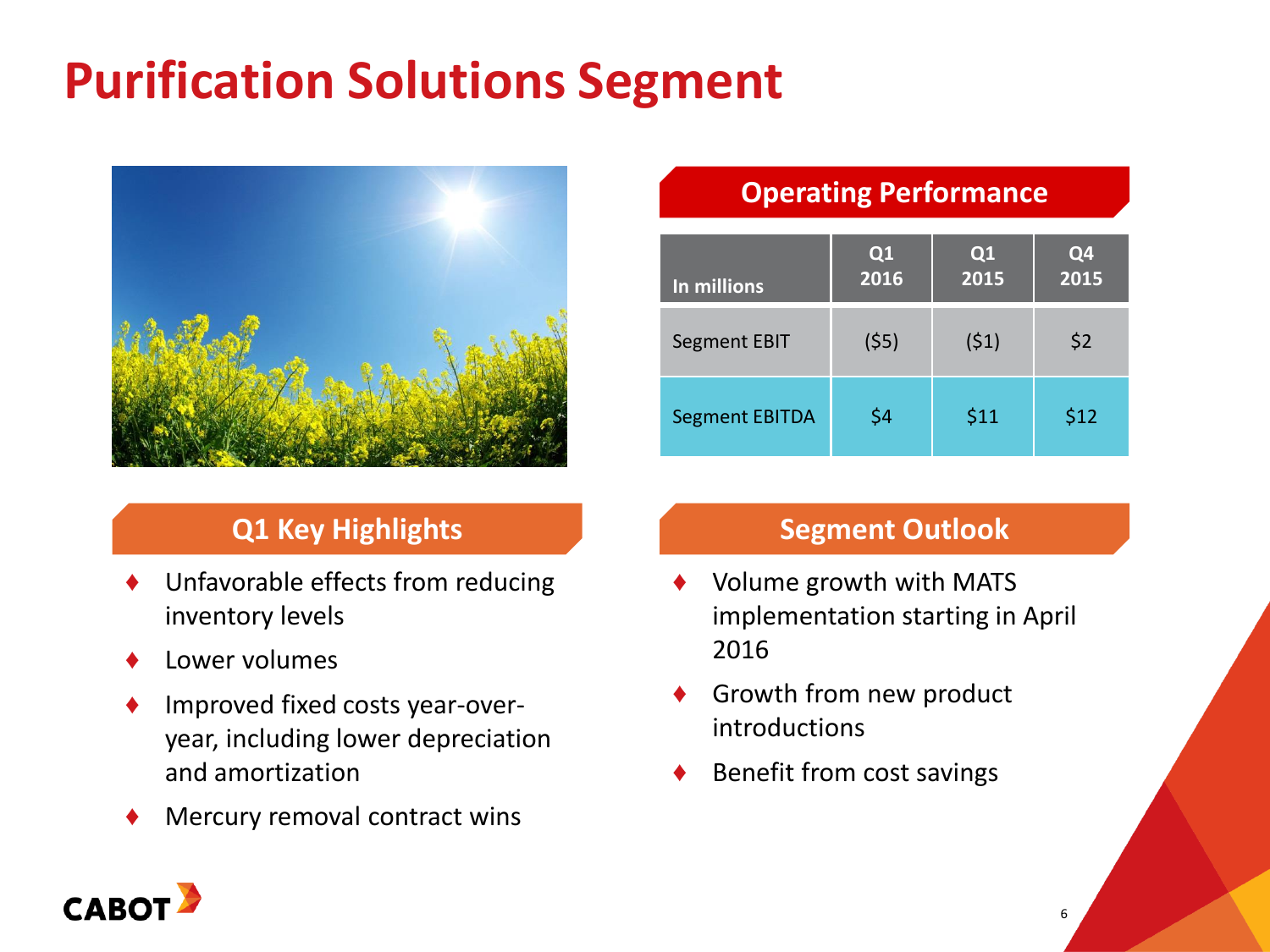# Purification Solutions Segment

## Operating Performance

| In millions | Q1 2016 | Q1 2015 | Q4 2015 |
|---|---|---|---|
| Segment EBIT | ($5) | ($1) | $2 |
| Segment EBITDA | $4 | $11 | $12 |

## Q1 Key Highlights

- Unfavorable effects from reducing inventory levels
- Lower volumes
- Improved fixed costs year-over-year, including lower depreciation and amortization
- Mercury removal contract wins

## Segment Outlook

- Volume growth with MATS implementation starting in April 2016
- Growth from new product introductions
- Benefit from cost savings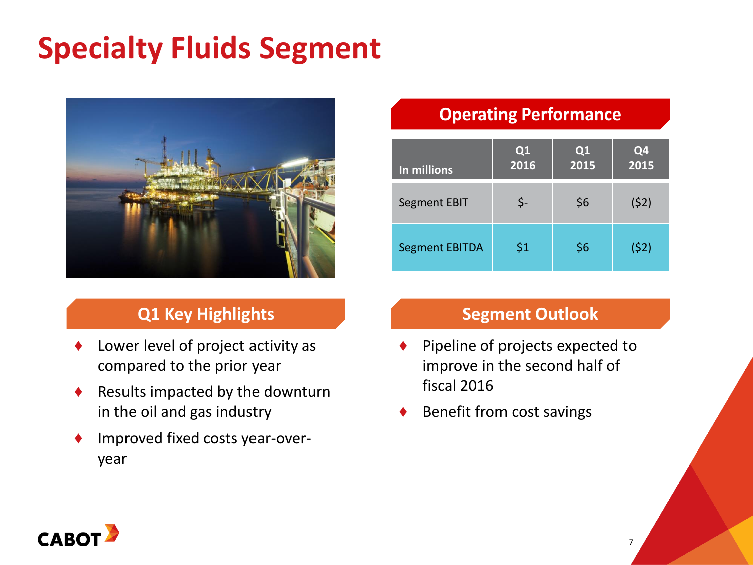# Specialty Fluids Segment

## Operating Performance

| In millions | Q1 2016 | Q1 2015 | Q4 2015 |
|---|---|---|---|
| Segment EBIT | $- | $6 | ($2) |
| Segment EBITDA | $1 | $6 | ($2) |

## Q1 Key Highlights

- Lower level of project activity as compared to the prior year
- Results impacted by the downturn in the oil and gas industry
- Improved fixed costs year-over-year

## Segment Outlook

- Pipeline of projects expected to improve in the second half of fiscal 2016
- Benefit from cost savings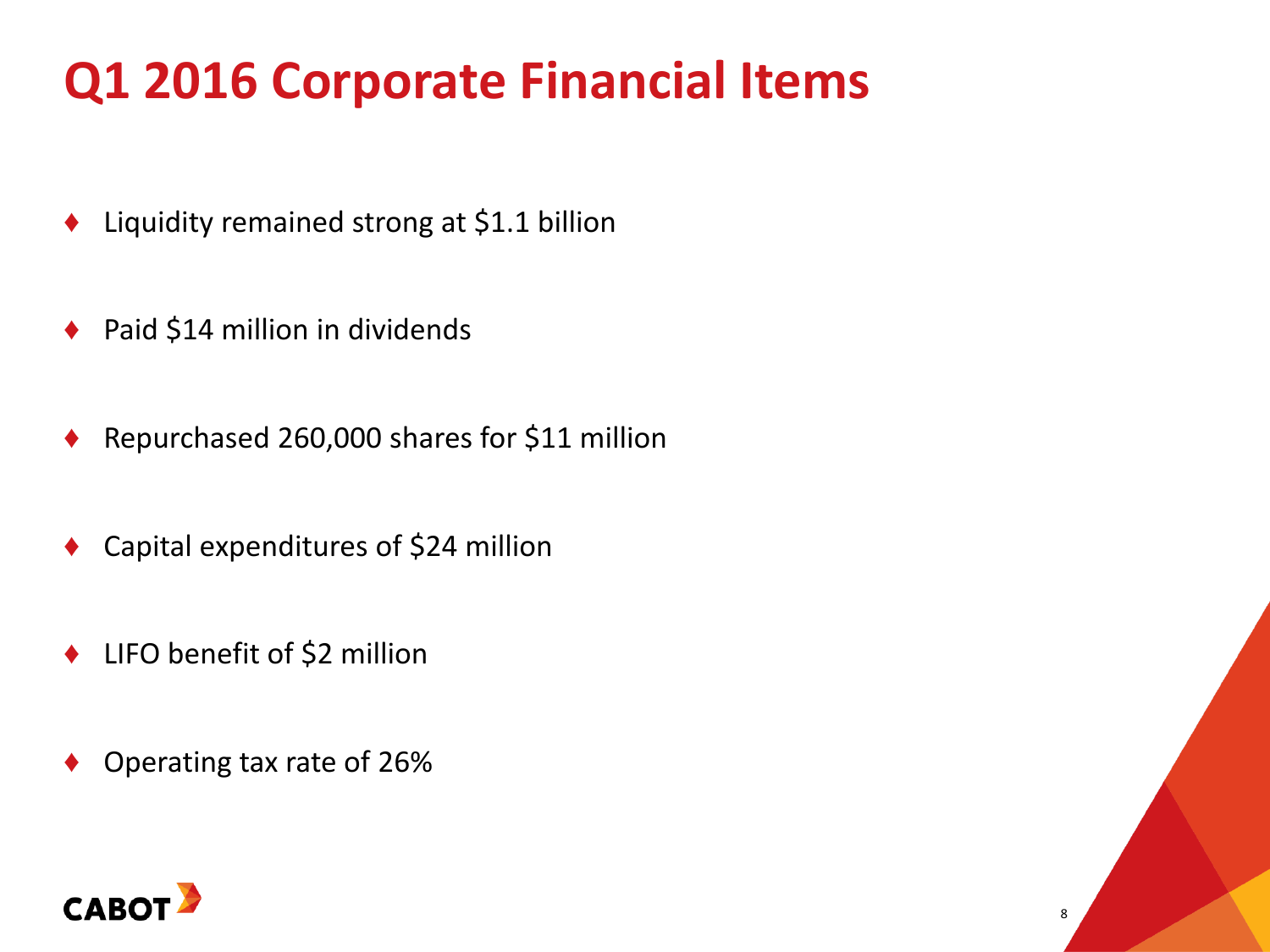# Q1 2016 Corporate Financial Items

- Liquidity remained strong at $1.1 billion
- Paid $14 million in dividends
- Repurchased 260,000 shares for $11 million
- Capital expenditures of $24 million
- LIFO benefit of $2 million
- Operating tax rate of 26%

CABOT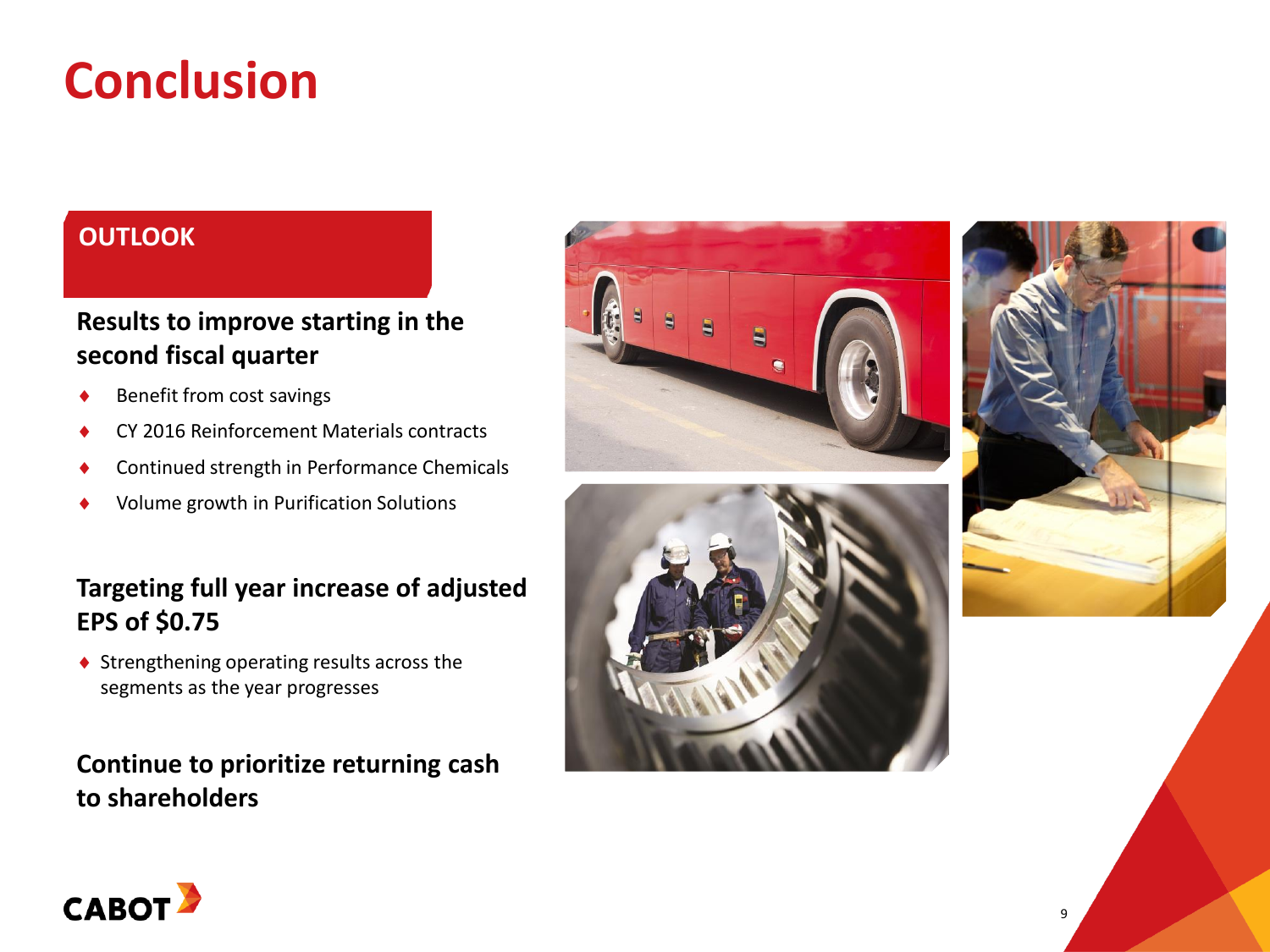# Conclusion

## OUTLOOK

### Results to improve starting in the second fiscal quarter

- Benefit from cost savings
- CY 2016 Reinforcement Materials contracts
- Continued strength in Performance Chemicals
- Volume growth in Purification Solutions

### Targeting full year increase of adjusted EPS of $0.75

- Strengthening operating results across the segments as the year progresses

### Continue to prioritize returning cash to shareholders

CABOT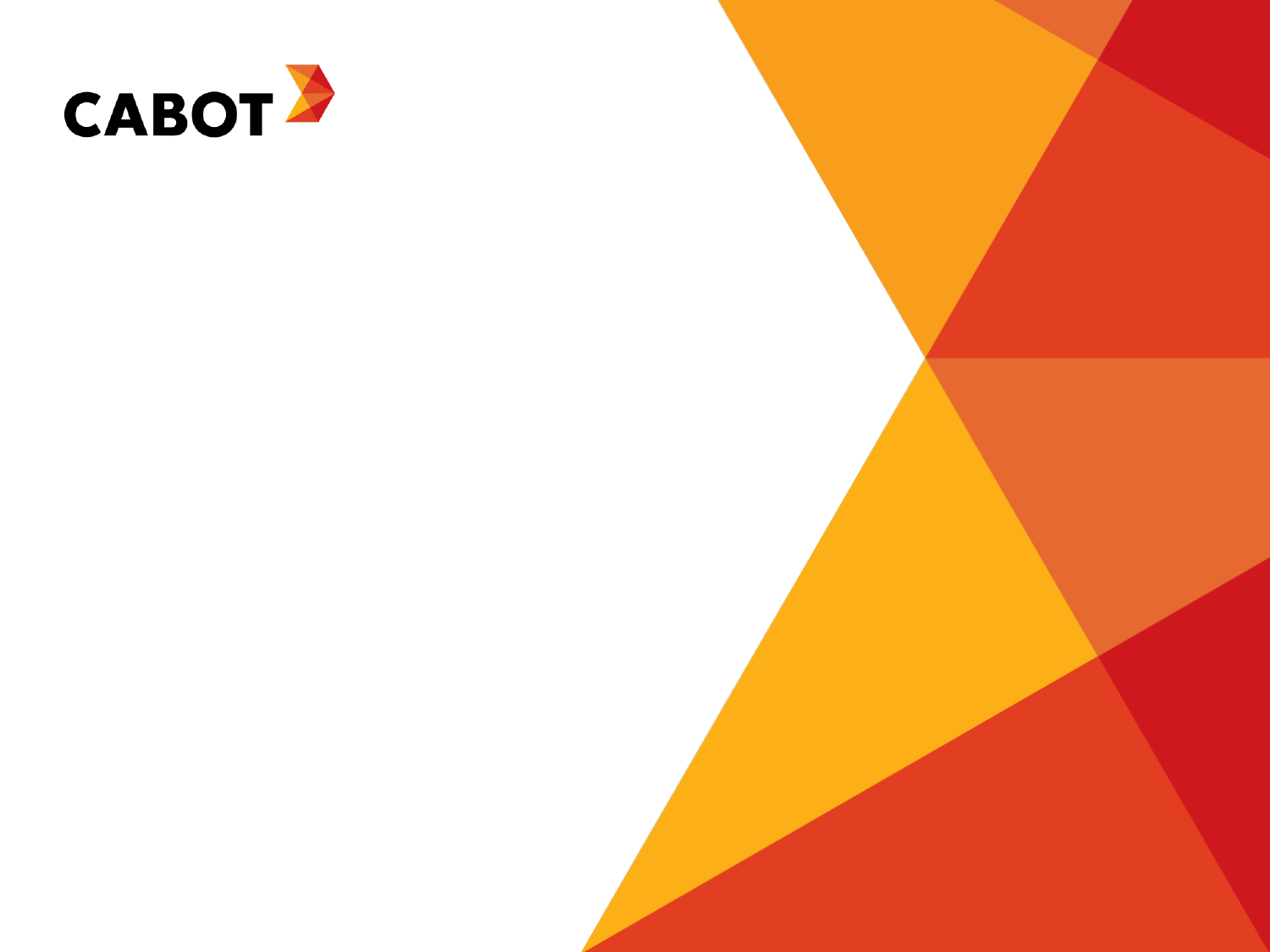CABOT